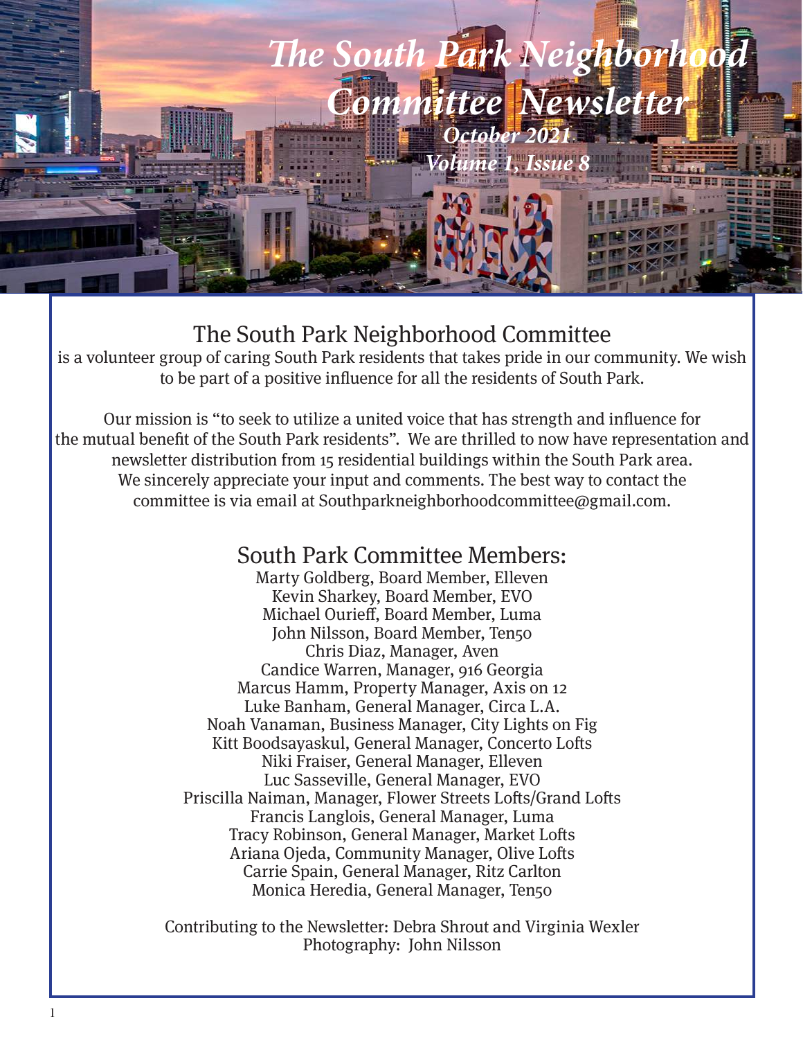# *The South Park Neighborhood Committee Newsletter*

***October 2021***

***Volume 1, Issue 8***

## The South Park Neighborhood Committee

is a volunteer group of caring South Park residents that takes pride in our community. We wish to be part of a positive influence for all the residents of South Park.

Our mission is "to seek to utilize a united voice that has strength and influence for the mutual benefit of the South Park residents". We are thrilled to now have representation and newsletter distribution from 15 residential buildings within the South Park area. We sincerely appreciate your input and comments. The best way to contact the committee is via email at Southparkneighborhoodcommittee@gmail.com.

## South Park Committee Members:

Marty Goldberg, Board Member, Elleven
Kevin Sharkey, Board Member, EVO
Michael Ourieff, Board Member, Luma
John Nilsson, Board Member, Ten50
Chris Diaz, Manager, Aven
Candice Warren, Manager, 916 Georgia
Marcus Hamm, Property Manager, Axis on 12
Luke Banham, General Manager, Circa L.A.
Noah Vanaman, Business Manager, City Lights on Fig
Kitt Boodsayaskul, General Manager, Concerto Lofts
Niki Fraiser, General Manager, Elleven
Luc Sasseville, General Manager, EVO
Priscilla Naiman, Manager, Flower Streets Lofts/Grand Lofts
Francis Langlois, General Manager, Luma
Tracy Robinson, General Manager, Market Lofts
Ariana Ojeda, Community Manager, Olive Lofts
Carrie Spain, General Manager, Ritz Carlton
Monica Heredia, General Manager, Ten50

Contributing to the Newsletter: Debra Shrout and Virginia Wexler
Photography: John Nilsson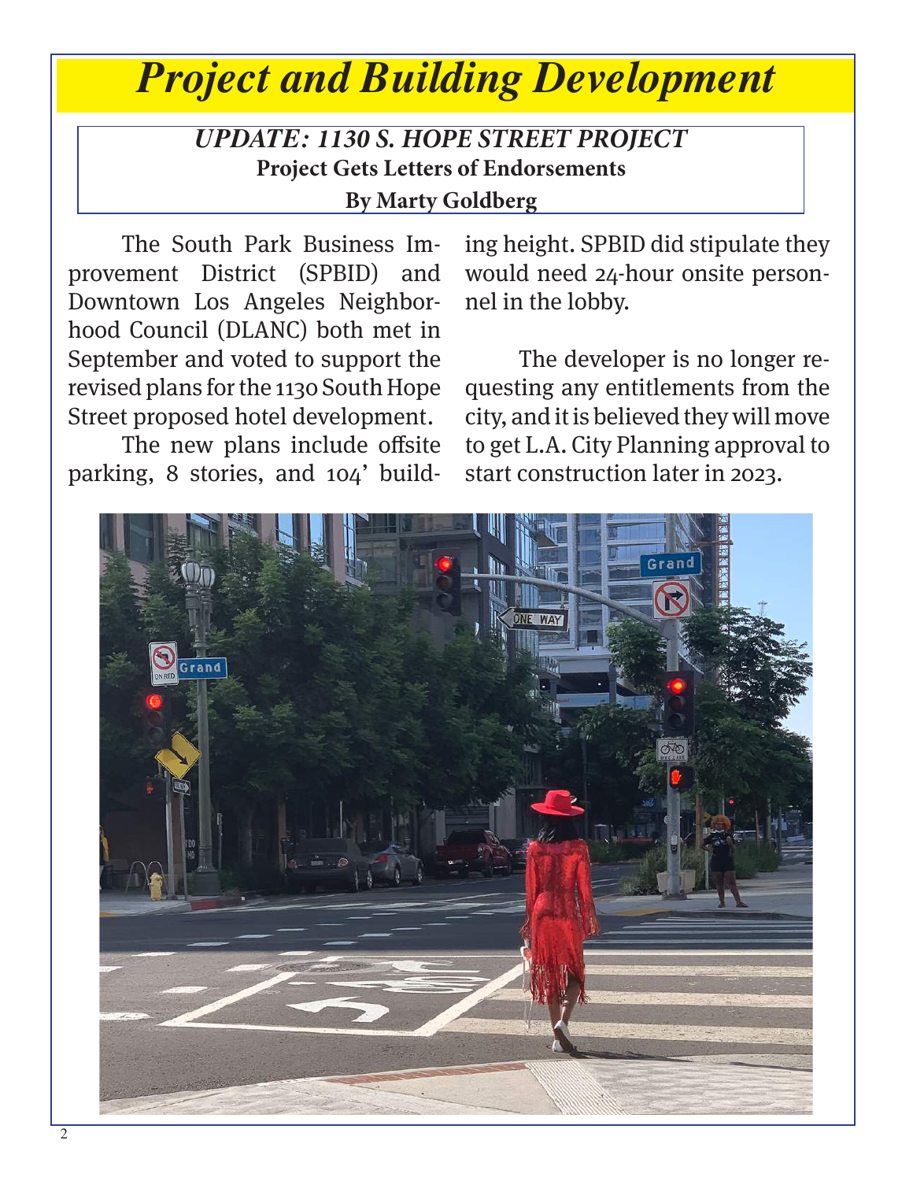# *Project and Building Development*

### *UPDATE: 1130 S. HOPE STREET PROJECT*

**Project Gets Letters of Endorsements**

**By Marty Goldberg**

The South Park Business Improvement District (SPBID) and Downtown Los Angeles Neighborhood Council (DLANC) both met in September and voted to support the revised plans for the 1130 South Hope Street proposed hotel development.

The new plans include offsite parking, 8 stories, and 104' building height. SPBID did stipulate they would need 24-hour onsite personnel in the lobby.

The developer is no longer requesting any entitlements from the city, and it is believed they will move to get L.A. City Planning approval to start construction later in 2023.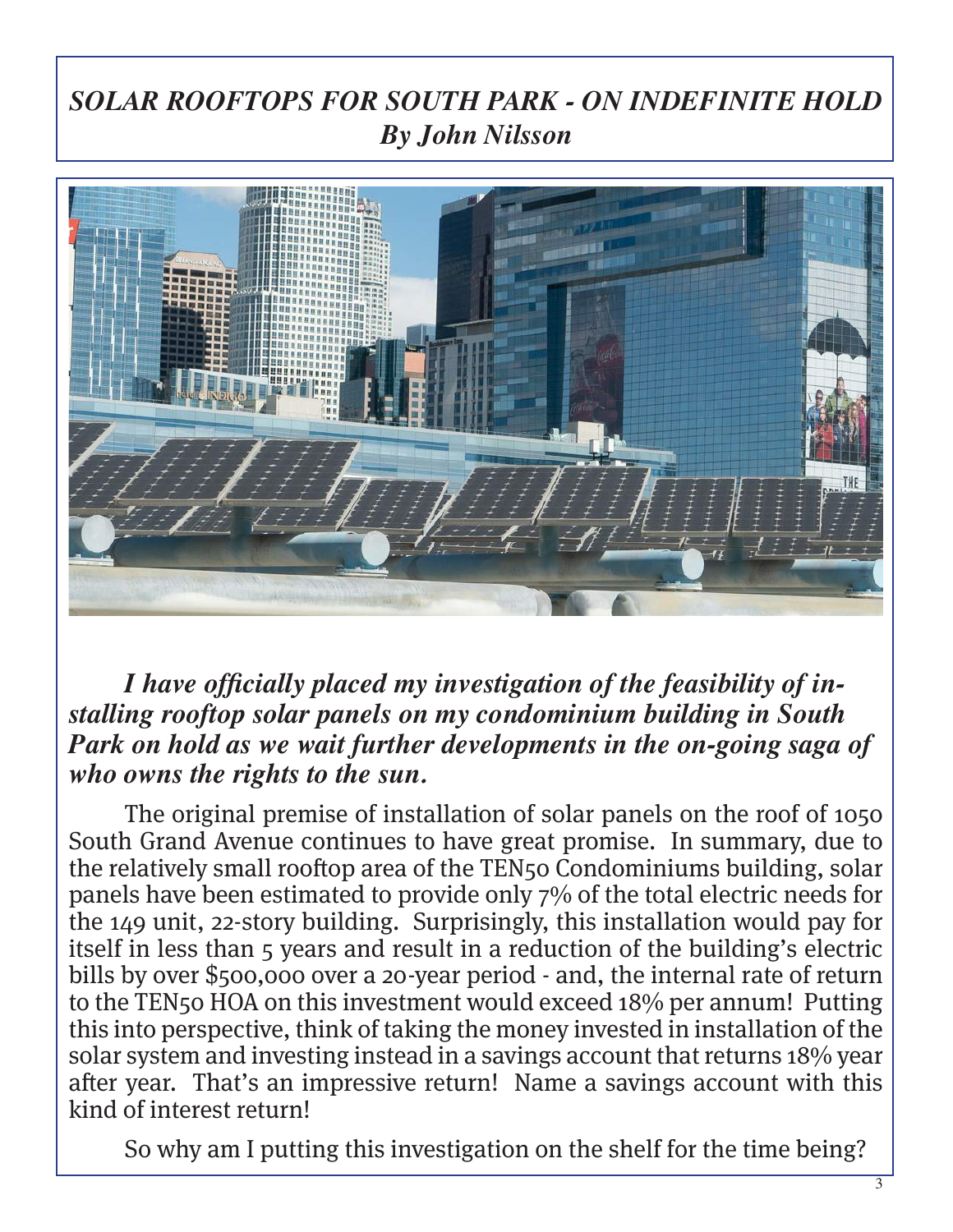## *SOLAR ROOFTOPS FOR SOUTH PARK - ON INDEFINITE HOLD*
### *By John Nilsson*

***I have officially placed my investigation of the feasibility of installing rooftop solar panels on my condominium building in South Park on hold as we wait further developments in the on-going saga of who owns the rights to the sun.***

The original premise of installation of solar panels on the roof of 1050 South Grand Avenue continues to have great promise. In summary, due to the relatively small rooftop area of the TEN50 Condominiums building, solar panels have been estimated to provide only 7% of the total electric needs for the 149 unit, 22-story building. Surprisingly, this installation would pay for itself in less than 5 years and result in a reduction of the building's electric bills by over $500,000 over a 20-year period - and, the internal rate of return to the TEN50 HOA on this investment would exceed 18% per annum! Putting this into perspective, think of taking the money invested in installation of the solar system and investing instead in a savings account that returns 18% year after year. That's an impressive return! Name a savings account with this kind of interest return!

So why am I putting this investigation on the shelf for the time being?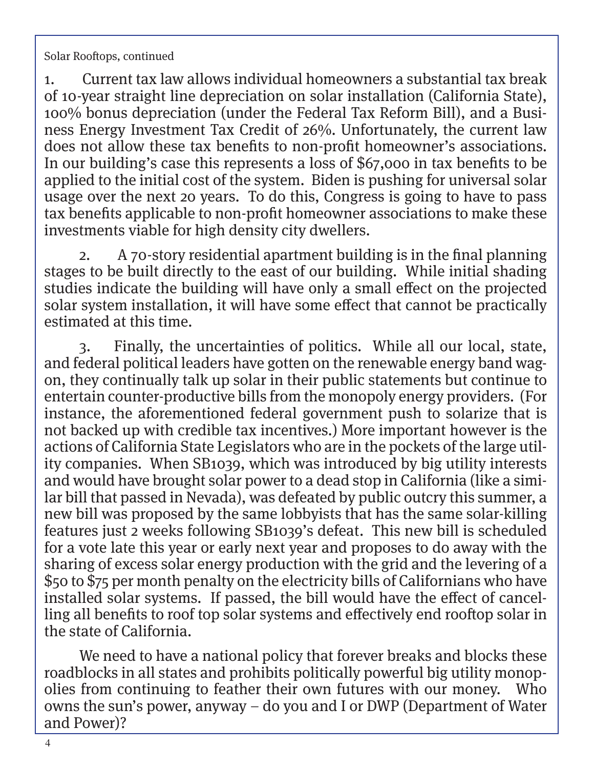Solar Rooftops, continued

1. Current tax law allows individual homeowners a substantial tax break of 10-year straight line depreciation on solar installation (California State), 100% bonus depreciation (under the Federal Tax Reform Bill), and a Business Energy Investment Tax Credit of 26%. Unfortunately, the current law does not allow these tax benefits to non-profit homeowner's associations. In our building's case this represents a loss of $67,000 in tax benefits to be applied to the initial cost of the system. Biden is pushing for universal solar usage over the next 20 years. To do this, Congress is going to have to pass tax benefits applicable to non-profit homeowner associations to make these investments viable for high density city dwellers.

2. A 70-story residential apartment building is in the final planning stages to be built directly to the east of our building. While initial shading studies indicate the building will have only a small effect on the projected solar system installation, it will have some effect that cannot be practically estimated at this time.

3. Finally, the uncertainties of politics. While all our local, state, and federal political leaders have gotten on the renewable energy band wagon, they continually talk up solar in their public statements but continue to entertain counter-productive bills from the monopoly energy providers. (For instance, the aforementioned federal government push to solarize that is not backed up with credible tax incentives.) More important however is the actions of California State Legislators who are in the pockets of the large utility companies. When SB1039, which was introduced by big utility interests and would have brought solar power to a dead stop in California (like a similar bill that passed in Nevada), was defeated by public outcry this summer, a new bill was proposed by the same lobbyists that has the same solar-killing features just 2 weeks following SB1039's defeat. This new bill is scheduled for a vote late this year or early next year and proposes to do away with the sharing of excess solar energy production with the grid and the levering of a $50 to $75 per month penalty on the electricity bills of Californians who have installed solar systems. If passed, the bill would have the effect of cancelling all benefits to roof top solar systems and effectively end rooftop solar in the state of California.

We need to have a national policy that forever breaks and blocks these roadblocks in all states and prohibits politically powerful big utility monopolies from continuing to feather their own futures with our money. Who owns the sun's power, anyway – do you and I or DWP (Department of Water and Power)?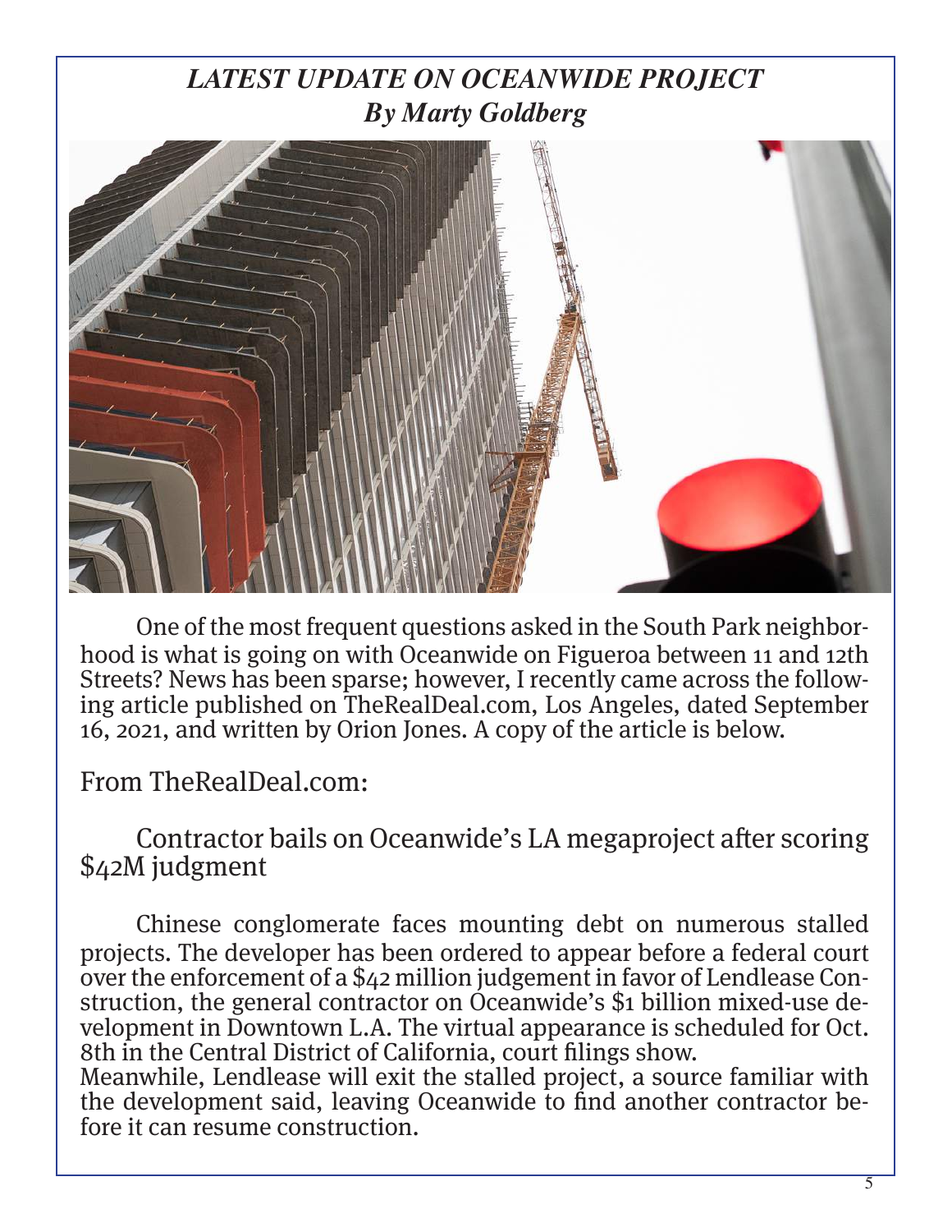## *LATEST UPDATE ON OCEANWIDE PROJECT*
### *By Marty Goldberg*

One of the most frequent questions asked in the South Park neighborhood is what is going on with Oceanwide on Figueroa between 11 and 12th Streets? News has been sparse; however, I recently came across the following article published on TheRealDeal.com, Los Angeles, dated September 16, 2021, and written by Orion Jones. A copy of the article is below.

From TheRealDeal.com:

Contractor bails on Oceanwide's LA megaproject after scoring $42M judgment

Chinese conglomerate faces mounting debt on numerous stalled projects. The developer has been ordered to appear before a federal court over the enforcement of a $42 million judgement in favor of Lendlease Construction, the general contractor on Oceanwide's $1 billion mixed-use development in Downtown L.A. The virtual appearance is scheduled for Oct. 8th in the Central District of California, court filings show.
Meanwhile, Lendlease will exit the stalled project, a source familiar with the development said, leaving Oceanwide to find another contractor before it can resume construction.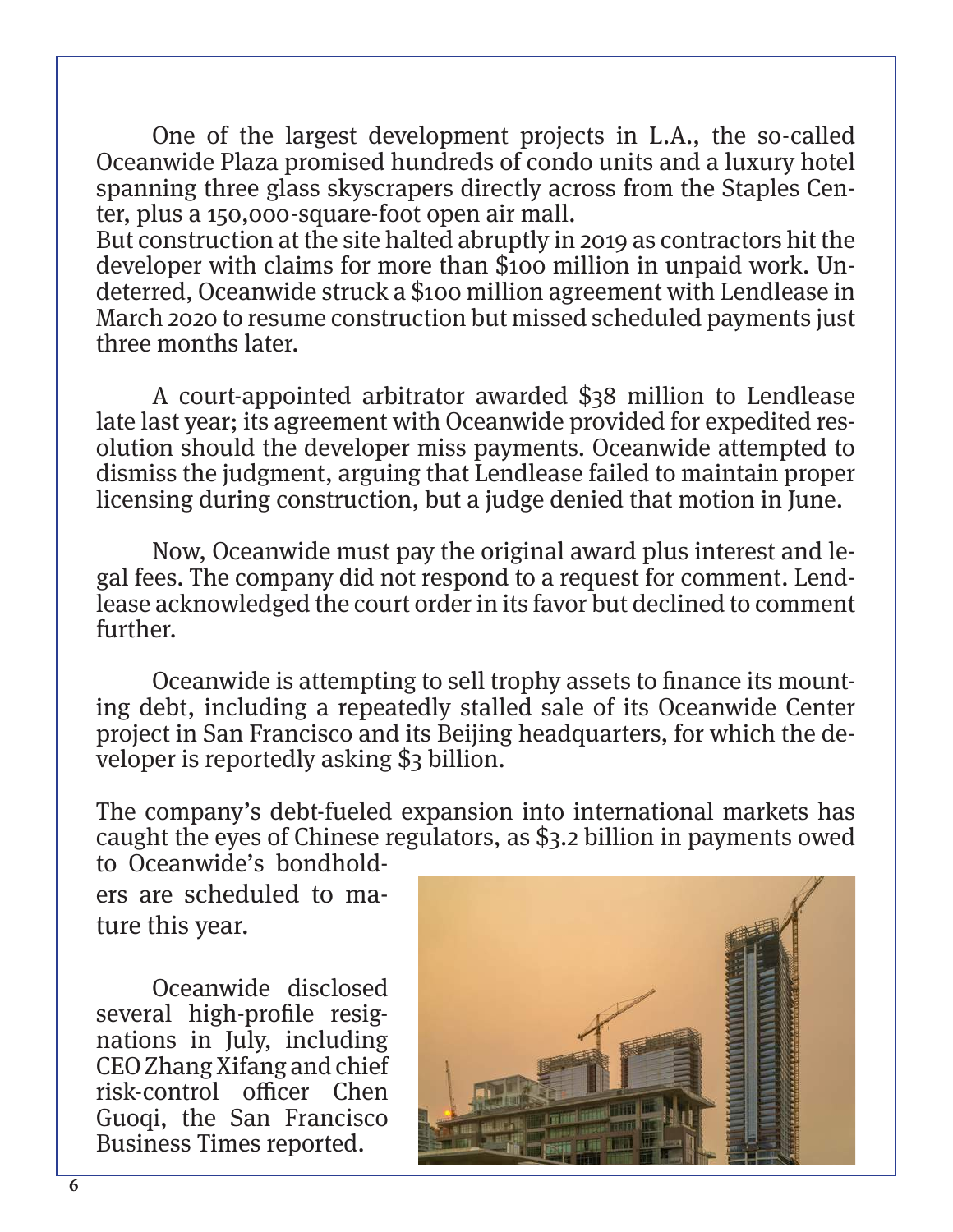One of the largest development projects in L.A., the so-called Oceanwide Plaza promised hundreds of condo units and a luxury hotel spanning three glass skyscrapers directly across from the Staples Center, plus a 150,000-square-foot open air mall.

But construction at the site halted abruptly in 2019 as contractors hit the developer with claims for more than $100 million in unpaid work. Undeterred, Oceanwide struck a $100 million agreement with Lendlease in March 2020 to resume construction but missed scheduled payments just three months later.

A court-appointed arbitrator awarded $38 million to Lendlease late last year; its agreement with Oceanwide provided for expedited resolution should the developer miss payments. Oceanwide attempted to dismiss the judgment, arguing that Lendlease failed to maintain proper licensing during construction, but a judge denied that motion in June.

Now, Oceanwide must pay the original award plus interest and legal fees. The company did not respond to a request for comment. Lendlease acknowledged the court order in its favor but declined to comment further.

Oceanwide is attempting to sell trophy assets to finance its mounting debt, including a repeatedly stalled sale of its Oceanwide Center project in San Francisco and its Beijing headquarters, for which the developer is reportedly asking $3 billion.

The company's debt-fueled expansion into international markets has caught the eyes of Chinese regulators, as $3.2 billion in payments owed to Oceanwide's bondholders are scheduled to mature this year.

Oceanwide disclosed several high-profile resignations in July, including CEO Zhang Xifang and chief risk-control officer Chen Guoqi, the San Francisco Business Times reported.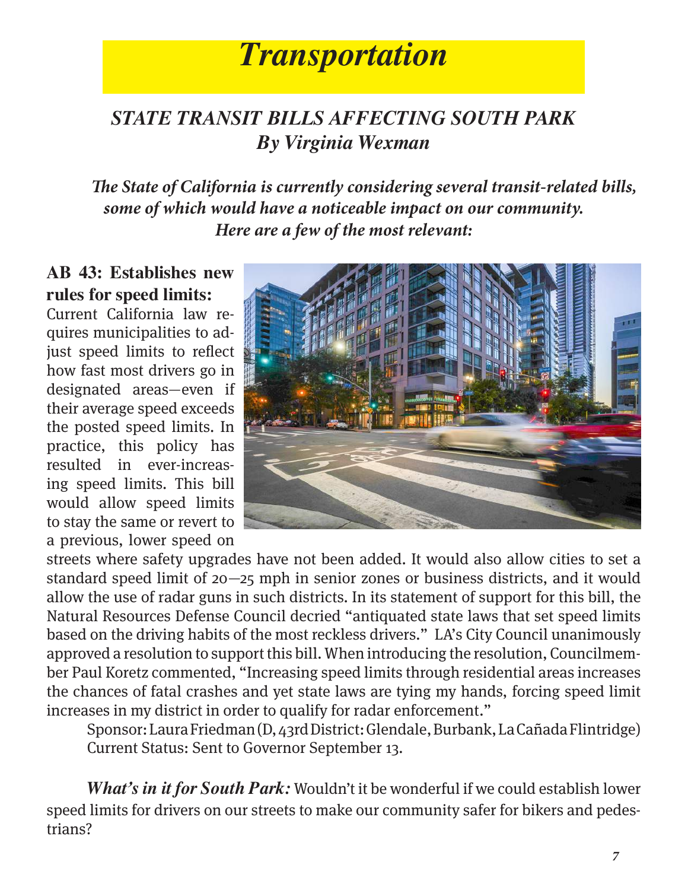# *Transportation*

## *STATE TRANSIT BILLS AFFECTING SOUTH PARK*
### *By Virginia Wexman*

***The State of California is currently considering several transit-related bills, some of which would have a noticeable impact on our community. Here are a few of the most relevant:***

**AB 43: Establishes new rules for speed limits:** Current California law requires municipalities to adjust speed limits to reflect how fast most drivers go in designated areas—even if their average speed exceeds the posted speed limits. In practice, this policy has resulted in ever-increasing speed limits. This bill would allow speed limits to stay the same or revert to a previous, lower speed on streets where safety upgrades have not been added. It would also allow cities to set a standard speed limit of 20—25 mph in senior zones or business districts, and it would allow the use of radar guns in such districts. In its statement of support for this bill, the Natural Resources Defense Council decried "antiquated state laws that set speed limits based on the driving habits of the most reckless drivers." LA's City Council unanimously approved a resolution to support this bill. When introducing the resolution, Councilmember Paul Koretz commented, "Increasing speed limits through residential areas increases the chances of fatal crashes and yet state laws are tying my hands, forcing speed limit increases in my district in order to qualify for radar enforcement."

Sponsor: Laura Friedman (D, 43rd District: Glendale, Burbank, La Cañada Flintridge)
Current Status: Sent to Governor September 13.

***What's in it for South Park:*** Wouldn't it be wonderful if we could establish lower speed limits for drivers on our streets to make our community safer for bikers and pedestrians?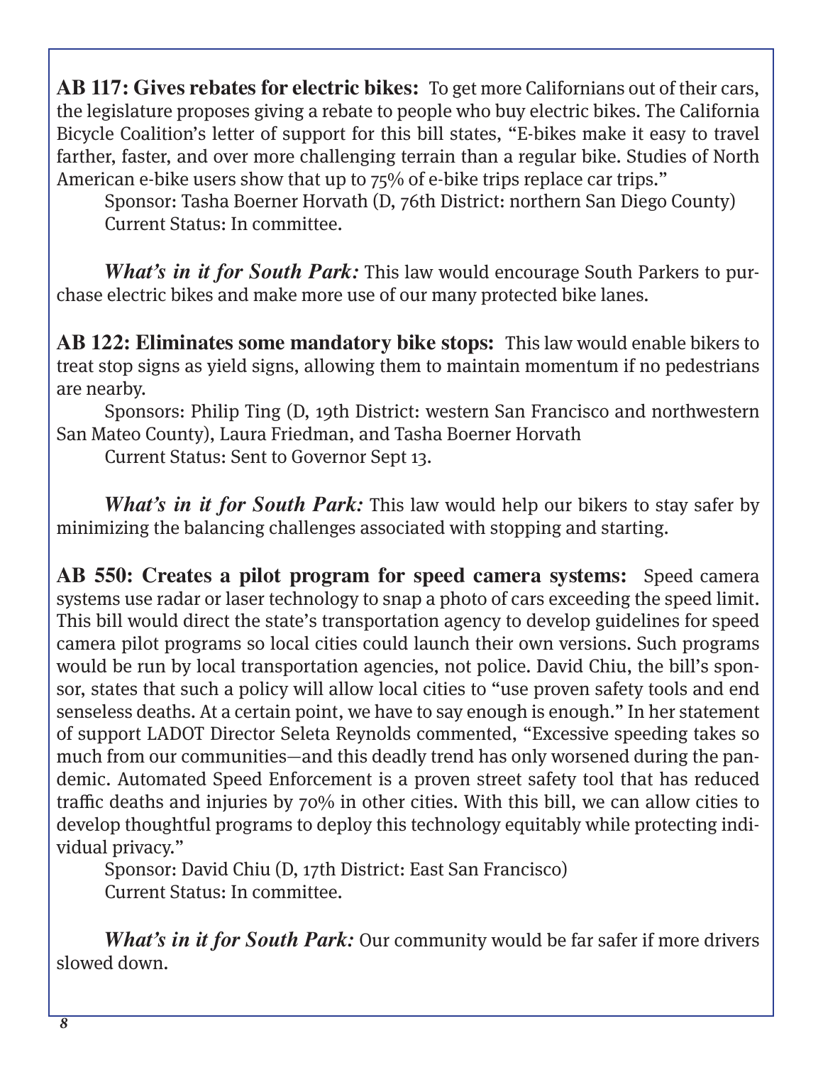**AB 117: Gives rebates for electric bikes:** To get more Californians out of their cars, the legislature proposes giving a rebate to people who buy electric bikes. The California Bicycle Coalition's letter of support for this bill states, "E-bikes make it easy to travel farther, faster, and over more challenging terrain than a regular bike. Studies of North American e-bike users show that up to 75% of e-bike trips replace car trips."

Sponsor: Tasha Boerner Horvath (D, 76th District: northern San Diego County)
Current Status: In committee.

***What's in it for South Park:*** This law would encourage South Parkers to purchase electric bikes and make more use of our many protected bike lanes.

**AB 122: Eliminates some mandatory bike stops:** This law would enable bikers to treat stop signs as yield signs, allowing them to maintain momentum if no pedestrians are nearby.

Sponsors: Philip Ting (D, 19th District: western San Francisco and northwestern San Mateo County), Laura Friedman, and Tasha Boerner Horvath
Current Status: Sent to Governor Sept 13.

***What's in it for South Park:*** This law would help our bikers to stay safer by minimizing the balancing challenges associated with stopping and starting.

**AB 550: Creates a pilot program for speed camera systems:** Speed camera systems use radar or laser technology to snap a photo of cars exceeding the speed limit. This bill would direct the state's transportation agency to develop guidelines for speed camera pilot programs so local cities could launch their own versions. Such programs would be run by local transportation agencies, not police. David Chiu, the bill's sponsor, states that such a policy will allow local cities to "use proven safety tools and end senseless deaths. At a certain point, we have to say enough is enough." In her statement of support LADOT Director Seleta Reynolds commented, "Excessive speeding takes so much from our communities—and this deadly trend has only worsened during the pandemic. Automated Speed Enforcement is a proven street safety tool that has reduced traffic deaths and injuries by 70% in other cities. With this bill, we can allow cities to develop thoughtful programs to deploy this technology equitably while protecting individual privacy."

Sponsor: David Chiu (D, 17th District: East San Francisco)
Current Status: In committee.

***What's in it for South Park:*** Our community would be far safer if more drivers slowed down.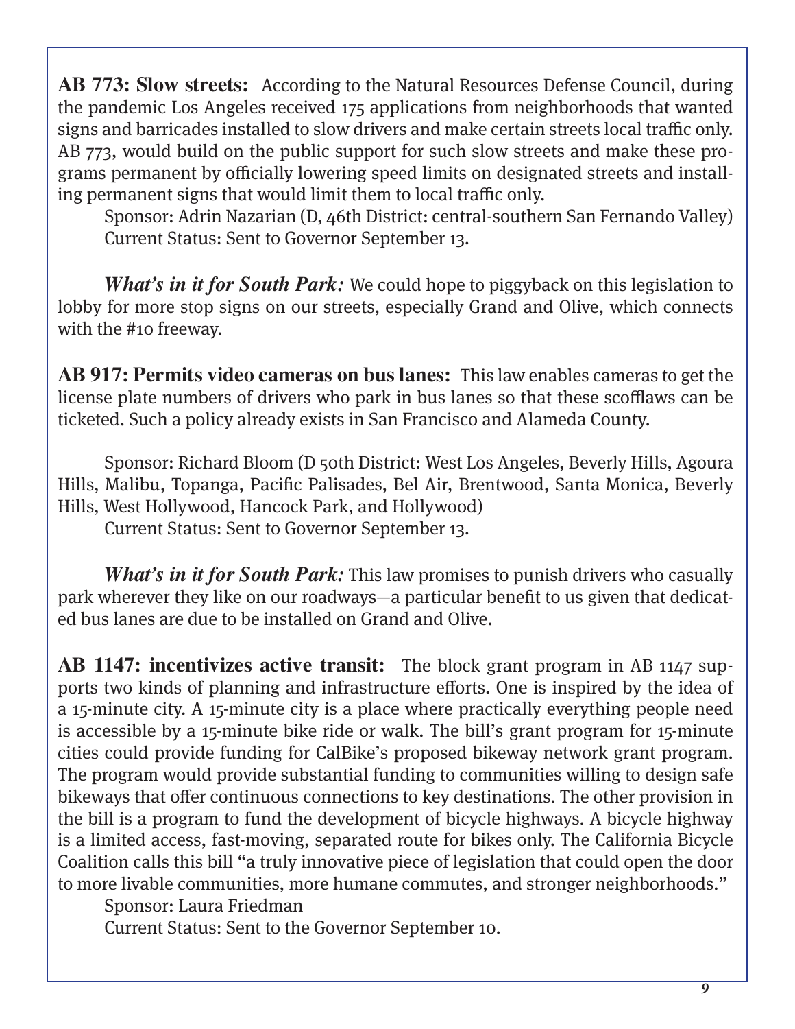**AB 773: Slow streets:** According to the Natural Resources Defense Council, during the pandemic Los Angeles received 175 applications from neighborhoods that wanted signs and barricades installed to slow drivers and make certain streets local traffic only. AB 773, would build on the public support for such slow streets and make these programs permanent by officially lowering speed limits on designated streets and installing permanent signs that would limit them to local traffic only.

Sponsor: Adrin Nazarian (D, 46th District: central-southern San Fernando Valley)
Current Status: Sent to Governor September 13.

***What's in it for South Park:*** We could hope to piggyback on this legislation to lobby for more stop signs on our streets, especially Grand and Olive, which connects with the #10 freeway.

**AB 917: Permits video cameras on bus lanes:** This law enables cameras to get the license plate numbers of drivers who park in bus lanes so that these scofflaws can be ticketed. Such a policy already exists in San Francisco and Alameda County.

Sponsor: Richard Bloom (D 50th District: West Los Angeles, Beverly Hills, Agoura Hills, Malibu, Topanga, Pacific Palisades, Bel Air, Brentwood, Santa Monica, Beverly Hills, West Hollywood, Hancock Park, and Hollywood)
Current Status: Sent to Governor September 13.

***What's in it for South Park:*** This law promises to punish drivers who casually park wherever they like on our roadways—a particular benefit to us given that dedicated bus lanes are due to be installed on Grand and Olive.

**AB 1147: incentivizes active transit:** The block grant program in AB 1147 supports two kinds of planning and infrastructure efforts. One is inspired by the idea of a 15-minute city. A 15-minute city is a place where practically everything people need is accessible by a 15-minute bike ride or walk. The bill's grant program for 15-minute cities could provide funding for CalBike's proposed bikeway network grant program. The program would provide substantial funding to communities willing to design safe bikeways that offer continuous connections to key destinations. The other provision in the bill is a program to fund the development of bicycle highways. A bicycle highway is a limited access, fast-moving, separated route for bikes only. The California Bicycle Coalition calls this bill "a truly innovative piece of legislation that could open the door to more livable communities, more humane commutes, and stronger neighborhoods."

Sponsor: Laura Friedman
Current Status: Sent to the Governor September 10.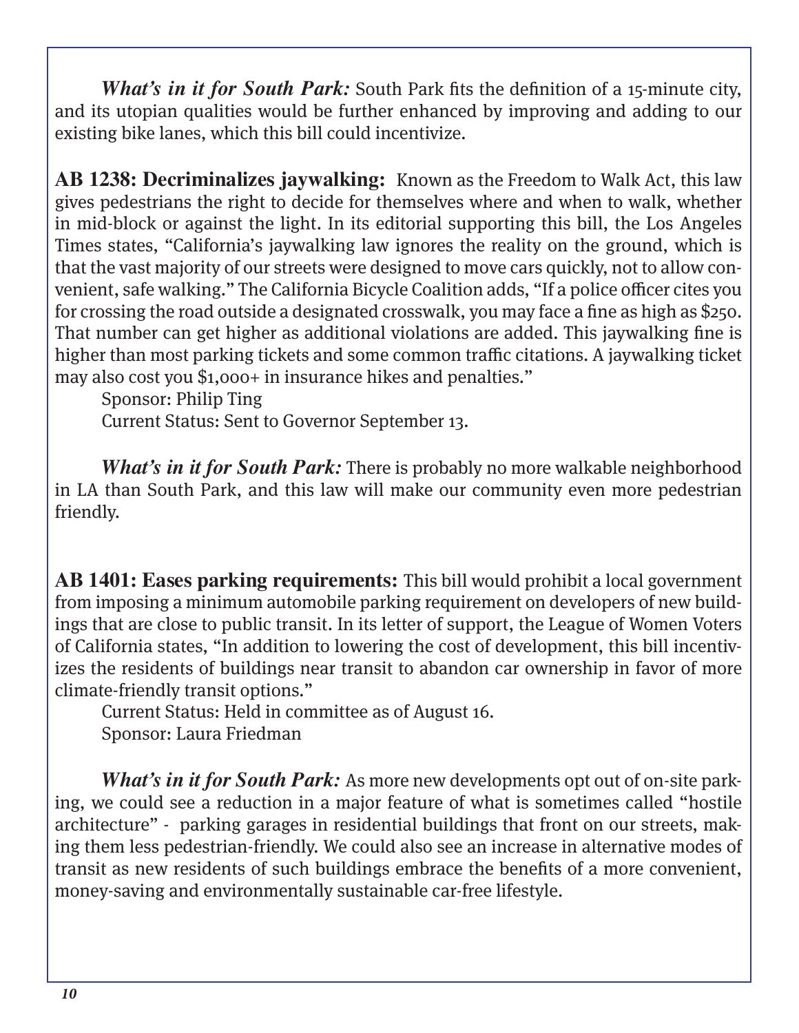***What's in it for South Park:*** South Park fits the definition of a 15-minute city, and its utopian qualities would be further enhanced by improving and adding to our existing bike lanes, which this bill could incentivize.

**AB 1238: Decriminalizes jaywalking:** Known as the Freedom to Walk Act, this law gives pedestrians the right to decide for themselves where and when to walk, whether in mid-block or against the light. In its editorial supporting this bill, the Los Angeles Times states, "California's jaywalking law ignores the reality on the ground, which is that the vast majority of our streets were designed to move cars quickly, not to allow convenient, safe walking." The California Bicycle Coalition adds, "If a police officer cites you for crossing the road outside a designated crosswalk, you may face a fine as high as $250. That number can get higher as additional violations are added. This jaywalking fine is higher than most parking tickets and some common traffic citations. A jaywalking ticket may also cost you $1,000+ in insurance hikes and penalties."

Sponsor: Philip Ting
Current Status: Sent to Governor September 13.

***What's in it for South Park:*** There is probably no more walkable neighborhood in LA than South Park, and this law will make our community even more pedestrian friendly.

**AB 1401: Eases parking requirements:** This bill would prohibit a local government from imposing a minimum automobile parking requirement on developers of new buildings that are close to public transit. In its letter of support, the League of Women Voters of California states, "In addition to lowering the cost of development, this bill incentivizes the residents of buildings near transit to abandon car ownership in favor of more climate-friendly transit options."

Current Status: Held in committee as of August 16.
Sponsor: Laura Friedman

***What's in it for South Park:*** As more new developments opt out of on-site parking, we could see a reduction in a major feature of what is sometimes called "hostile architecture" - parking garages in residential buildings that front on our streets, making them less pedestrian-friendly. We could also see an increase in alternative modes of transit as new residents of such buildings embrace the benefits of a more convenient, money-saving and environmentally sustainable car-free lifestyle.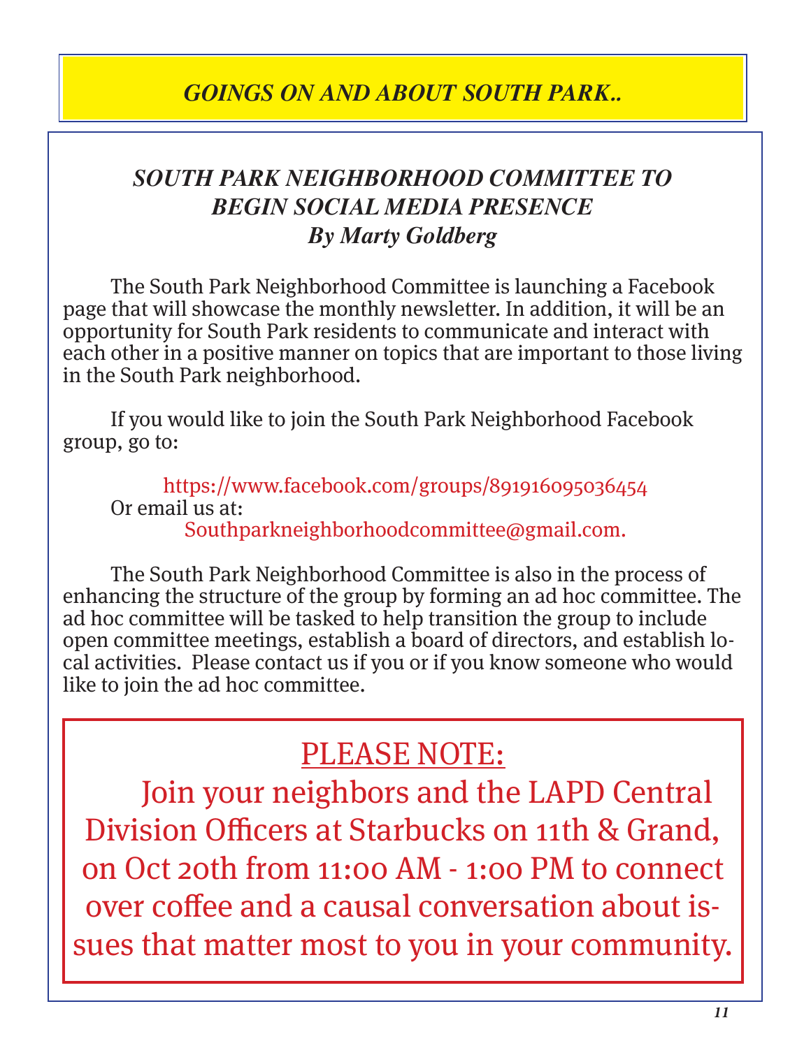## *GOINGS ON AND ABOUT SOUTH PARK..*

### *SOUTH PARK NEIGHBORHOOD COMMITTEE TO BEGIN SOCIAL MEDIA PRESENCE*

***By Marty Goldberg***

The South Park Neighborhood Committee is launching a Facebook page that will showcase the monthly newsletter. In addition, it will be an opportunity for South Park residents to communicate and interact with each other in a positive manner on topics that are important to those living in the South Park neighborhood.

If you would like to join the South Park Neighborhood Facebook group, go to:

https://www.facebook.com/groups/891916095036454

Or email us at:

Southparkneighborhoodcommittee@gmail.com.

The South Park Neighborhood Committee is also in the process of enhancing the structure of the group by forming an ad hoc committee. The ad hoc committee will be tasked to help transition the group to include open committee meetings, establish a board of directors, and establish local activities. Please contact us if you or if you know someone who would like to join the ad hoc committee.

## PLEASE NOTE:

Join your neighbors and the LAPD Central Division Officers at Starbucks on 11th & Grand, on Oct 20th from 11:00 AM - 1:00 PM to connect over coffee and a causal conversation about issues that matter most to you in your community.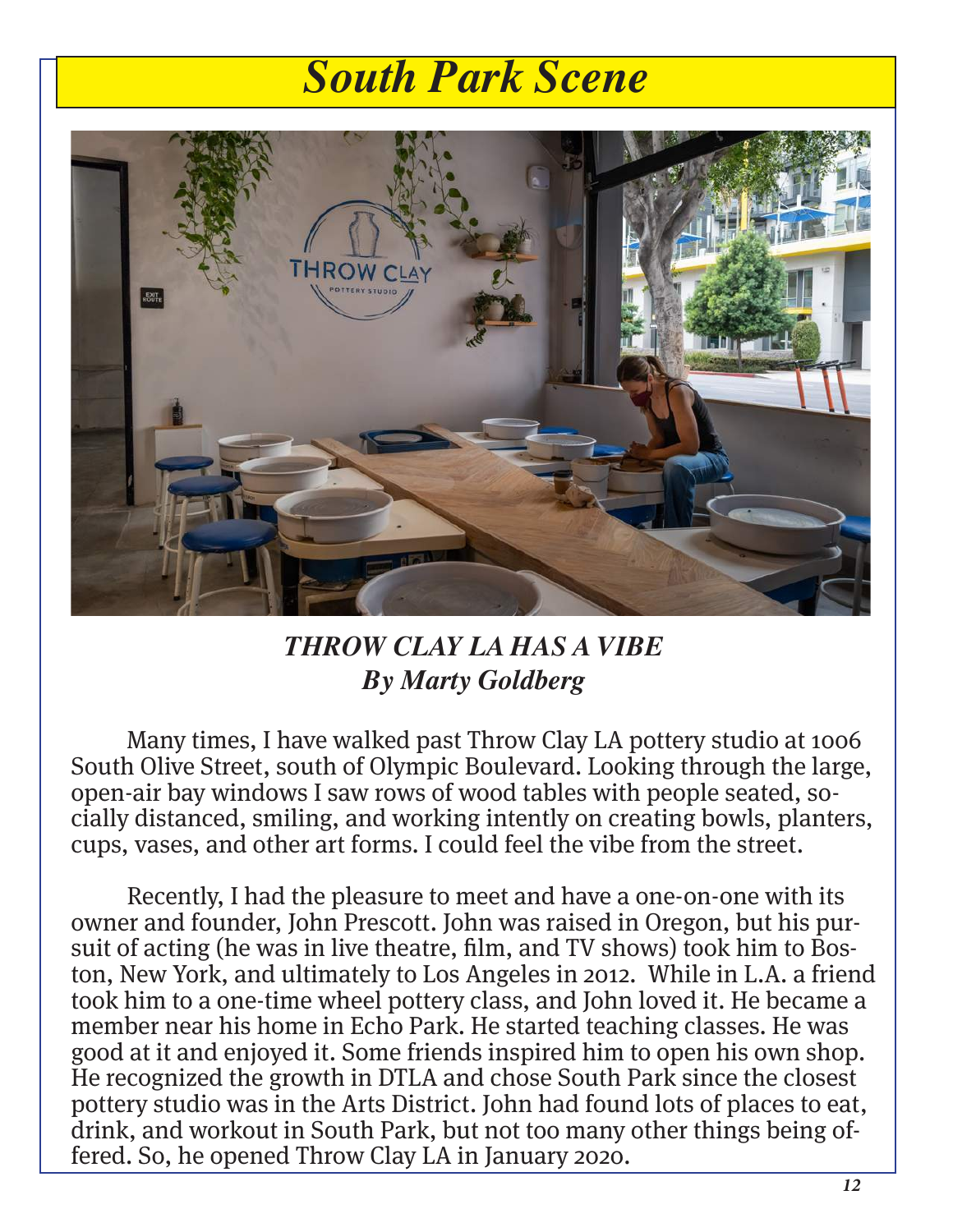# South Park Scene

## *THROW CLAY LA HAS A VIBE*

***By Marty Goldberg***

Many times, I have walked past Throw Clay LA pottery studio at 1006 South Olive Street, south of Olympic Boulevard. Looking through the large, open-air bay windows I saw rows of wood tables with people seated, socially distanced, smiling, and working intently on creating bowls, planters, cups, vases, and other art forms. I could feel the vibe from the street.

Recently, I had the pleasure to meet and have a one-on-one with its owner and founder, John Prescott. John was raised in Oregon, but his pursuit of acting (he was in live theatre, film, and TV shows) took him to Boston, New York, and ultimately to Los Angeles in 2012. While in L.A. a friend took him to a one-time wheel pottery class, and John loved it. He became a member near his home in Echo Park. He started teaching classes. He was good at it and enjoyed it. Some friends inspired him to open his own shop. He recognized the growth in DTLA and chose South Park since the closest pottery studio was in the Arts District. John had found lots of places to eat, drink, and workout in South Park, but not too many other things being offered. So, he opened Throw Clay LA in January 2020.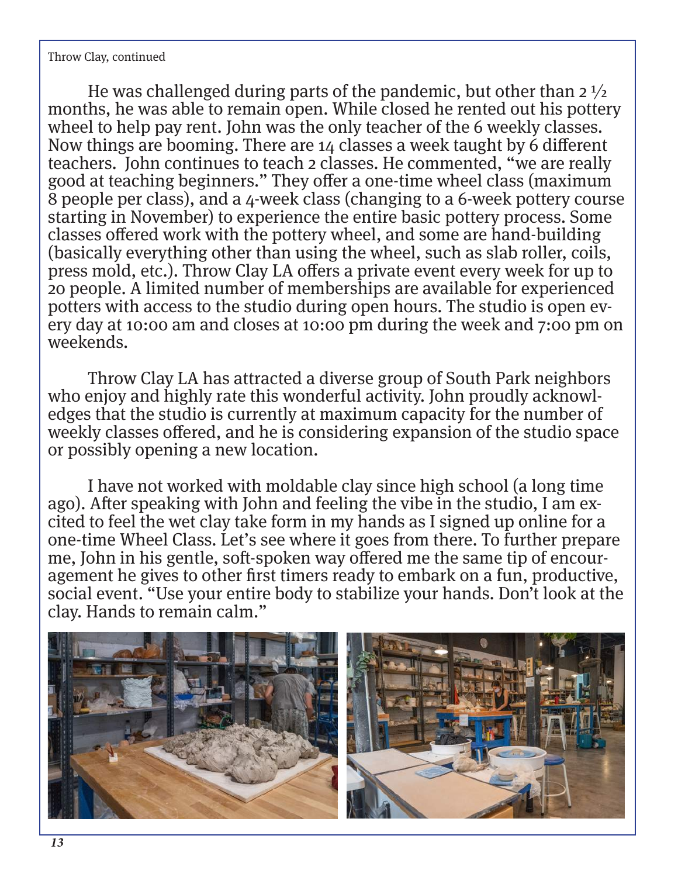Throw Clay, continued

He was challenged during parts of the pandemic, but other than 2 ½ months, he was able to remain open. While closed he rented out his pottery wheel to help pay rent. John was the only teacher of the 6 weekly classes. Now things are booming. There are 14 classes a week taught by 6 different teachers. John continues to teach 2 classes. He commented, "we are really good at teaching beginners." They offer a one-time wheel class (maximum 8 people per class), and a 4-week class (changing to a 6-week pottery course starting in November) to experience the entire basic pottery process. Some classes offered work with the pottery wheel, and some are hand-building (basically everything other than using the wheel, such as slab roller, coils, press mold, etc.). Throw Clay LA offers a private event every week for up to 20 people. A limited number of memberships are available for experienced potters with access to the studio during open hours. The studio is open every day at 10:00 am and closes at 10:00 pm during the week and 7:00 pm on weekends.

Throw Clay LA has attracted a diverse group of South Park neighbors who enjoy and highly rate this wonderful activity. John proudly acknowledges that the studio is currently at maximum capacity for the number of weekly classes offered, and he is considering expansion of the studio space or possibly opening a new location.

I have not worked with moldable clay since high school (a long time ago). After speaking with John and feeling the vibe in the studio, I am excited to feel the wet clay take form in my hands as I signed up online for a one-time Wheel Class. Let's see where it goes from there. To further prepare me, John in his gentle, soft-spoken way offered me the same tip of encouragement he gives to other first timers ready to embark on a fun, productive, social event. "Use your entire body to stabilize your hands. Don't look at the clay. Hands to remain calm."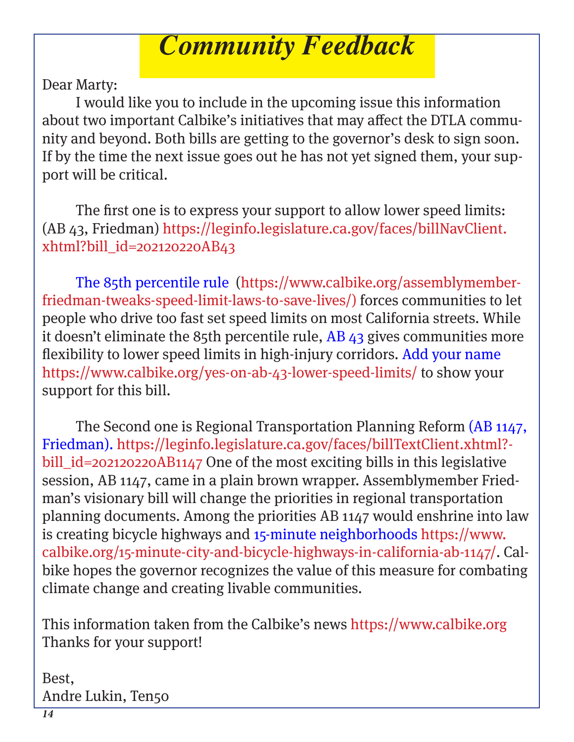# *Community Feedback*

Dear Marty:

I would like you to include in the upcoming issue this information about two important Calbike's initiatives that may affect the DTLA community and beyond. Both bills are getting to the governor's desk to sign soon. If by the time the next issue goes out he has not yet signed them, your support will be critical.

The first one is to express your support to allow lower speed limits: (AB 43, Friedman) https://leginfo.legislature.ca.gov/faces/billNavClient.xhtml?bill_id=202120220AB43

The 85th percentile rule (https://www.calbike.org/assemblymember-friedman-tweaks-speed-limit-laws-to-save-lives/) forces communities to let people who drive too fast set speed limits on most California streets. While it doesn't eliminate the 85th percentile rule, AB 43 gives communities more flexibility to lower speed limits in high-injury corridors. Add your name https://www.calbike.org/yes-on-ab-43-lower-speed-limits/ to show your support for this bill.

The Second one is Regional Transportation Planning Reform (AB 1147, Friedman). https://leginfo.legislature.ca.gov/faces/billTextClient.xhtml?bill_id=202120220AB1147 One of the most exciting bills in this legislative session, AB 1147, came in a plain brown wrapper. Assemblymember Friedman's visionary bill will change the priorities in regional transportation planning documents. Among the priorities AB 1147 would enshrine into law is creating bicycle highways and 15-minute neighborhoods https://www.calbike.org/15-minute-city-and-bicycle-highways-in-california-ab-1147/. Calbike hopes the governor recognizes the value of this measure for combating climate change and creating livable communities.

This information taken from the Calbike's news https://www.calbike.org
Thanks for your support!

Best,
Andre Lukin, Ten50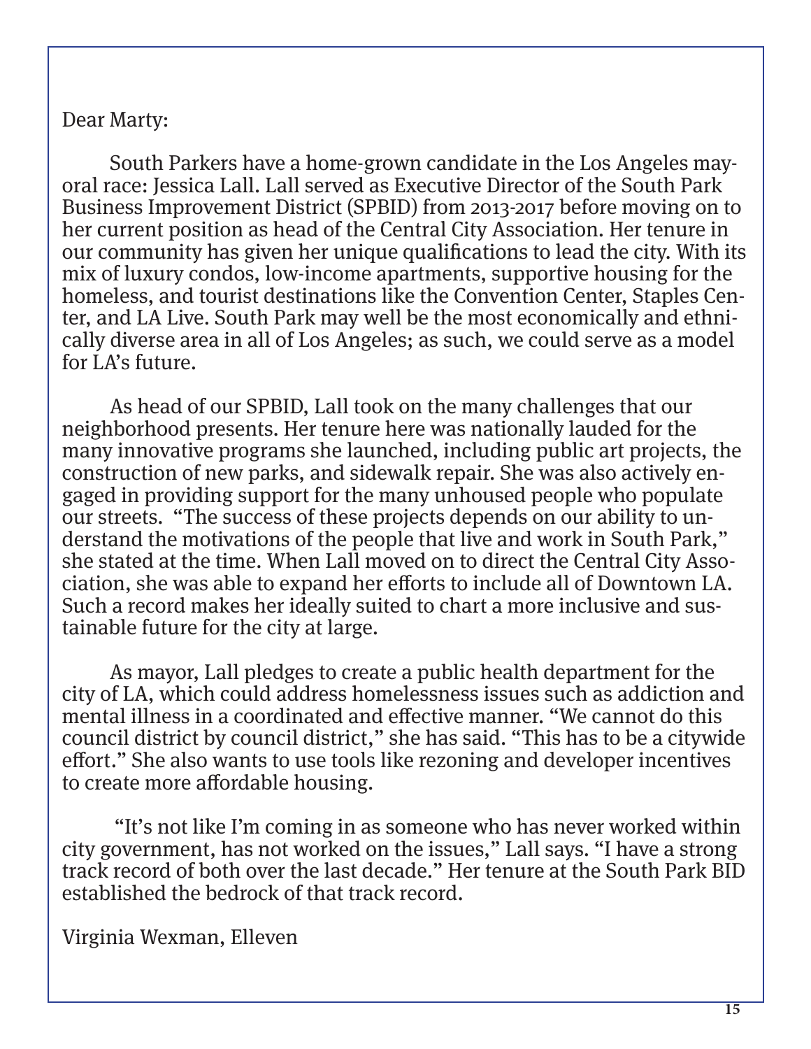Dear Marty:

South Parkers have a home-grown candidate in the Los Angeles mayoral race: Jessica Lall. Lall served as Executive Director of the South Park Business Improvement District (SPBID) from 2013-2017 before moving on to her current position as head of the Central City Association. Her tenure in our community has given her unique qualifications to lead the city. With its mix of luxury condos, low-income apartments, supportive housing for the homeless, and tourist destinations like the Convention Center, Staples Center, and LA Live. South Park may well be the most economically and ethnically diverse area in all of Los Angeles; as such, we could serve as a model for LA's future.

As head of our SPBID, Lall took on the many challenges that our neighborhood presents. Her tenure here was nationally lauded for the many innovative programs she launched, including public art projects, the construction of new parks, and sidewalk repair. She was also actively engaged in providing support for the many unhoused people who populate our streets. "The success of these projects depends on our ability to understand the motivations of the people that live and work in South Park," she stated at the time. When Lall moved on to direct the Central City Association, she was able to expand her efforts to include all of Downtown LA. Such a record makes her ideally suited to chart a more inclusive and sustainable future for the city at large.

As mayor, Lall pledges to create a public health department for the city of LA, which could address homelessness issues such as addiction and mental illness in a coordinated and effective manner. "We cannot do this council district by council district," she has said. "This has to be a citywide effort." She also wants to use tools like rezoning and developer incentives to create more affordable housing.

"It's not like I'm coming in as someone who has never worked within city government, has not worked on the issues," Lall says. "I have a strong track record of both over the last decade." Her tenure at the South Park BID established the bedrock of that track record.

Virginia Wexman, Elleven